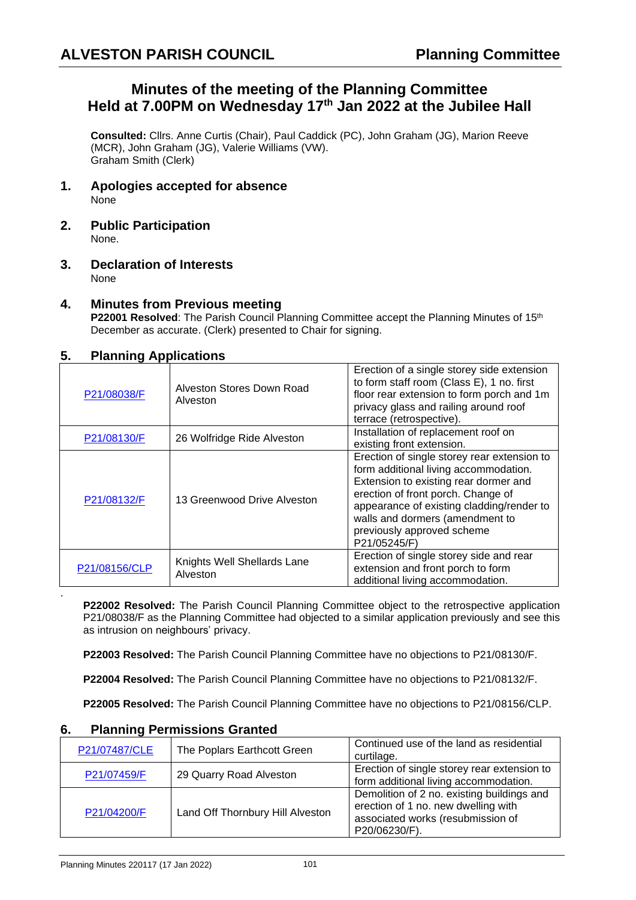**ALVESTON PARISH COUNCIL** **Planning Committee**

# Minutes of the meeting of the Planning Committee Held at 7.00PM on Wednesday 17th Jan 2022 at the Jubilee Hall

**Consulted:** Cllrs. Anne Curtis (Chair), Paul Caddick (PC), John Graham (JG), Marion Reeve (MCR), John Graham (JG), Valerie Williams (VW).
Graham Smith (Clerk)

## 1. Apologies accepted for absence

None

## 2. Public Participation

None.

## 3. Declaration of Interests

None

## 4. Minutes from Previous meeting

**P22001 Resolved**: The Parish Council Planning Committee accept the Planning Minutes of 15th December as accurate. (Clerk) presented to Chair for signing.

## 5. Planning Applications

| | | |
|---|---|---|
| P21/08038/F | Alveston Stores Down Road Alveston | Erection of a single storey side extension to form staff room (Class E), 1 no. first floor rear extension to form porch and 1m privacy glass and railing around roof terrace (retrospective). |
| P21/08130/F | 26 Wolfridge Ride Alveston | Installation of replacement roof on existing front extension. |
| P21/08132/F | 13 Greenwood Drive Alveston | Erection of single storey rear extension to form additional living accommodation. Extension to existing rear dormer and erection of front porch. Change of appearance of existing cladding/render to walls and dormers (amendment to previously approved scheme P21/05245/F) |
| P21/08156/CLP | Knights Well Shellards Lane Alveston | Erection of single storey side and rear extension and front porch to form additional living accommodation. |

**P22002 Resolved:** The Parish Council Planning Committee object to the retrospective application P21/08038/F as the Planning Committee had objected to a similar application previously and see this as intrusion on neighbours' privacy.

**P22003 Resolved:** The Parish Council Planning Committee have no objections to P21/08130/F.

**P22004 Resolved:** The Parish Council Planning Committee have no objections to P21/08132/F.

**P22005 Resolved:** The Parish Council Planning Committee have no objections to P21/08156/CLP.

## 6. Planning Permissions Granted

| | | |
|---|---|---|
| P21/07487/CLE | The Poplars Earthcott Green | Continued use of the land as residential curtilage. |
| P21/07459/F | 29 Quarry Road Alveston | Erection of single storey rear extension to form additional living accommodation. |
| P21/04200/F | Land Off Thornbury Hill Alveston | Demolition of 2 no. existing buildings and erection of 1 no. new dwelling with associated works (resubmission of P20/06230/F). |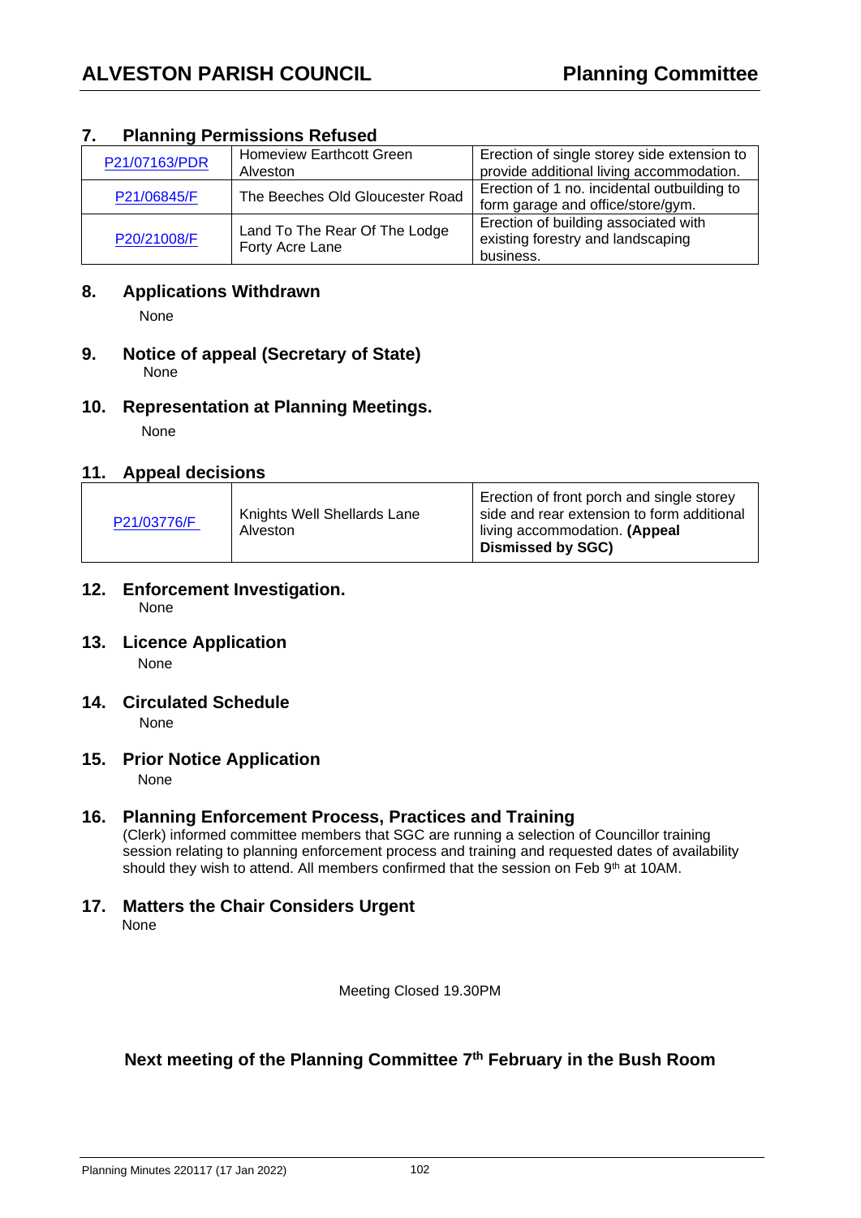## 7. Planning Permissions Refused

| | | |
|---|---|---|
| P21/07163/PDR | Homeview Earthcott Green Alveston | Erection of single storey side extension to provide additional living accommodation. |
| P21/06845/F | The Beeches Old Gloucester Road | Erection of 1 no. incidental outbuilding to form garage and office/store/gym. |
| P20/21008/F | Land To The Rear Of The Lodge Forty Acre Lane | Erection of building associated with existing forestry and landscaping business. |

## 8. Applications Withdrawn

None

## 9. Notice of appeal (Secretary of State)

None

## 10. Representation at Planning Meetings.

None

## 11. Appeal decisions

| | | |
|---|---|---|
| P21/03776/F | Knights Well Shellards Lane Alveston | Erection of front porch and single storey side and rear extension to form additional living accommodation. **(Appeal Dismissed by SGC)** |

## 12. Enforcement Investigation.

None

## 13. Licence Application

None

## 14. Circulated Schedule

None

## 15. Prior Notice Application

None

## 16. Planning Enforcement Process, Practices and Training

(Clerk) informed committee members that SGC are running a selection of Councillor training session relating to planning enforcement process and training and requested dates of availability should they wish to attend. All members confirmed that the session on Feb 9th at 10AM.

## 17. Matters the Chair Considers Urgent

None

Meeting Closed 19.30PM

**Next meeting of the Planning Committee 7th February in the Bush Room**